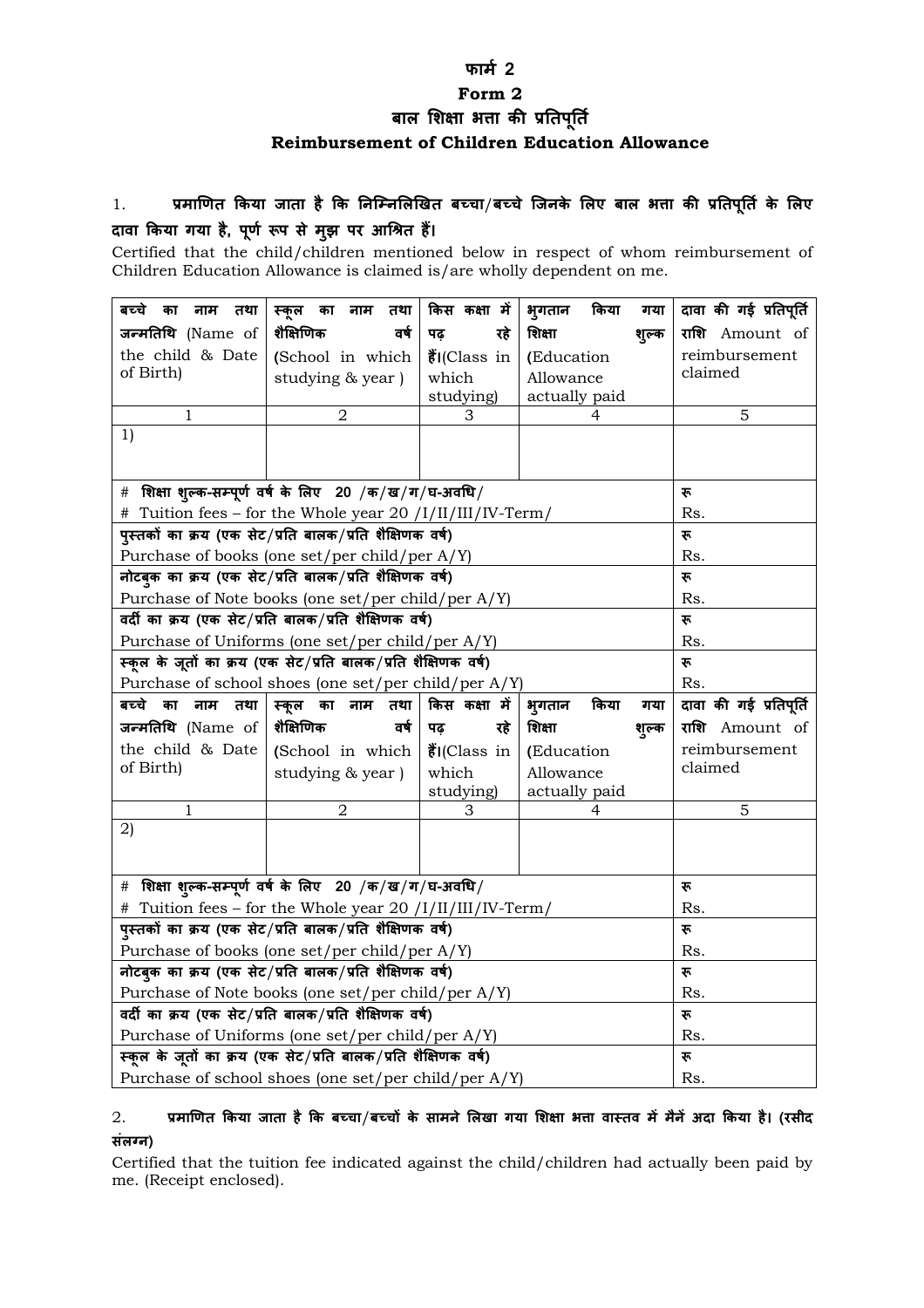# फार्म 2

# Form 2

## बाल शिक्षा भत्ता की प्रतिपूर्ति

## Reimbursement of Children Education Allowance

1. **प्रमाणित किया जाता है कि निम्निलिखित बच्चा/बच्चे जिनके लिए बाल भत्ता की प्रतिपूर्ति के लिए दावा किया गया है, पूर्ण रूप से मुझ पर आश्रित हैं।**

Certified that the child/children mentioned below in respect of whom reimbursement of Children Education Allowance is claimed is/are wholly dependent on me.

| **बच्चे का नाम तथा जन्मतिथि** (Name of the child & Date of Birth) | **स्कूल का नाम तथा शैक्षिणिक वर्ष** (School in which studying & year ) | **किस कक्षा में पढ़ रहे हैं।**(Class in which studying) | **भुगतान किया गया शिक्षा शुल्क** (Education Allowance actually paid | **दावा की गई प्रतिपूर्ति राशि** Amount of reimbursement claimed |
|---|---|---|---|---|
| 1 | 2 | 3 | 4 | 5 |
| 1) | | | | |
| # **शिक्षा शुल्क-सम्पूर्ण वर्ष के लिए 20 /क/ख/ग/घ-अवधि/** # Tuition fees – for the Whole year 20 /I/II/III/IV-Term/ | | | | रू Rs. |
| **पुस्तकों का क्रय (एक सेट/प्रति बालक/प्रति शैक्षिणक वर्ष)** Purchase of books (one set/per child/per A/Y) | | | | रू Rs. |
| **नोटबुक का क्रय (एक सेट/प्रति बालक/प्रति शैक्षिणक वर्ष)** Purchase of Note books (one set/per child/per A/Y) | | | | रू Rs. |
| **वर्दी का क्रय (एक सेट/प्रति बालक/प्रति शैक्षिणक वर्ष)** Purchase of Uniforms (one set/per child/per A/Y) | | | | रू Rs. |
| **स्कूल के जूतों का क्रय (एक सेट/प्रति बालक/प्रति शैक्षिणक वर्ष)** Purchase of school shoes (one set/per child/per A/Y) | | | | रू Rs. |
| **बच्चे का नाम तथा जन्मतिथि** (Name of the child & Date of Birth) | **स्कूल का नाम तथा शैक्षिणिक वर्ष** (School in which studying & year ) | **किस कक्षा में पढ़ रहे हैं।**(Class in which studying) | **भुगतान किया गया शिक्षा शुल्क** (Education Allowance actually paid | **दावा की गई प्रतिपूर्ति राशि** Amount of reimbursement claimed |
| 1 | 2 | 3 | 4 | 5 |
| 2) | | | | |
| # **शिक्षा शुल्क-सम्पूर्ण वर्ष के लिए 20 /क/ख/ग/घ-अवधि/** # Tuition fees – for the Whole year 20 /I/II/III/IV-Term/ | | | | रू Rs. |
| **पुस्तकों का क्रय (एक सेट/प्रति बालक/प्रति शैक्षिणक वर्ष)** Purchase of books (one set/per child/per A/Y) | | | | रू Rs. |
| **नोटबुक का क्रय (एक सेट/प्रति बालक/प्रति शैक्षिणक वर्ष)** Purchase of Note books (one set/per child/per A/Y) | | | | रू Rs. |
| **वर्दी का क्रय (एक सेट/प्रति बालक/प्रति शैक्षिणक वर्ष)** Purchase of Uniforms (one set/per child/per A/Y) | | | | रू Rs. |
| **स्कूल के जूतों का क्रय (एक सेट/प्रति बालक/प्रति शैक्षिणक वर्ष)** Purchase of school shoes (one set/per child/per A/Y) | | | | रू Rs. |

2. **प्रमाणित किया जाता है कि बच्चा/बच्चों के सामने लिखा गया शिक्षा भत्ता वास्तव में मैनें अदा किया है। (रसीद संलग्न)**

Certified that the tuition fee indicated against the child/children had actually been paid by me. (Receipt enclosed).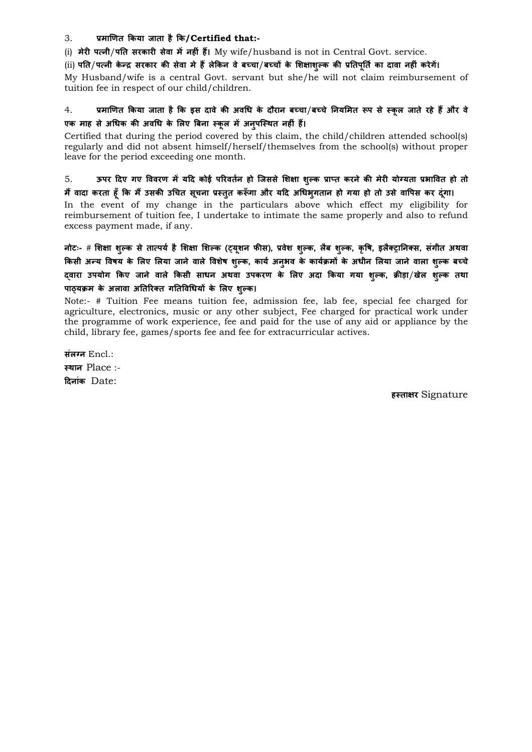3. **प्रमाणित किया जाता है कि/Certified that:-**

(i) **मेरी पत्नी/पति सरकारी सेवा में नहीं हैं।** My wife/husband is not in Central Govt. service.

(ii) **पति/पत्नी केन्द्र सरकार की सेवा मे हैं लेकिन वे बच्चा/बच्चों के शिक्षाशुल्क की प्रतिपूर्ति का दावा नहीं करेगें।**
My Husband/wife is a central Govt. servant but she/he will not claim reimbursement of tuition fee in respect of our child/children.

4. **प्रमाणित किया जाता है कि इस दावे की अवधि के दौरान बच्चा/बच्चे नियमित रूप से स्कूल जाते रहे हैं और वे एक माह से अधिक की अवधि के लिए बिना स्कूल में अनुपस्थित नहीं हैं।**
Certified that during the period covered by this claim, the child/children attended school(s) regularly and did not absent himself/herself/themselves from the school(s) without proper leave for the period exceeding one month.

5. **ऊपर दिए गए विवरण में यदि कोई परिवर्तन हो जिससे शिक्षा शुल्क प्राप्त करने की मेरी योग्यता प्रभावित हो तो मैं वादा करता हूँ कि मैं उसकी उचित सूचना प्रस्तुत करूँगा और यदि अधिभुगतान हो गया हो तो उसे वापिस कर दूंगा।**
In the event of my change in the particulars above which effect my eligibility for reimbursement of tuition fee, I undertake to intimate the same properly and also to refund excess payment made, if any.

**नोटः- # शिक्षा शुल्क से तात्पर्य है शिक्षा शिल्क (ट्यूशन फीस), प्रवेश शुल्क, लैब शुल्क, कृषि, इलैक्ट्रानिक्स, संगीत अथवा किसी अन्य विषय के लिए लिया जाने वाले विशेष शुल्क, कार्य अनुभव के कार्यक्रमों के अधीन लिया जाने वाला शुल्क बच्चे द्वारा उपयोग किए जाने वाले किसी साधन अथवा उपकरण के लिए अदा किया गया शुल्क, क्रीड़ा/खेल शुल्क तथा पाठ्यक्रम के अलावा अतिरिक्त गतिविधियों के लिए शुल्क।**

Note:- # Tuition Fee means tuition fee, admission fee, lab fee, special fee charged for agriculture, electronics, music or any other subject, Fee charged for practical work under the programme of work experience, fee and paid for the use of any aid or appliance by the child, library fee, games/sports fee and fee for extracurricular actives.

**संलग्न** Encl.:

**स्थान** Place :-

**दिनांक** Date:

**हस्ताक्षर** Signature